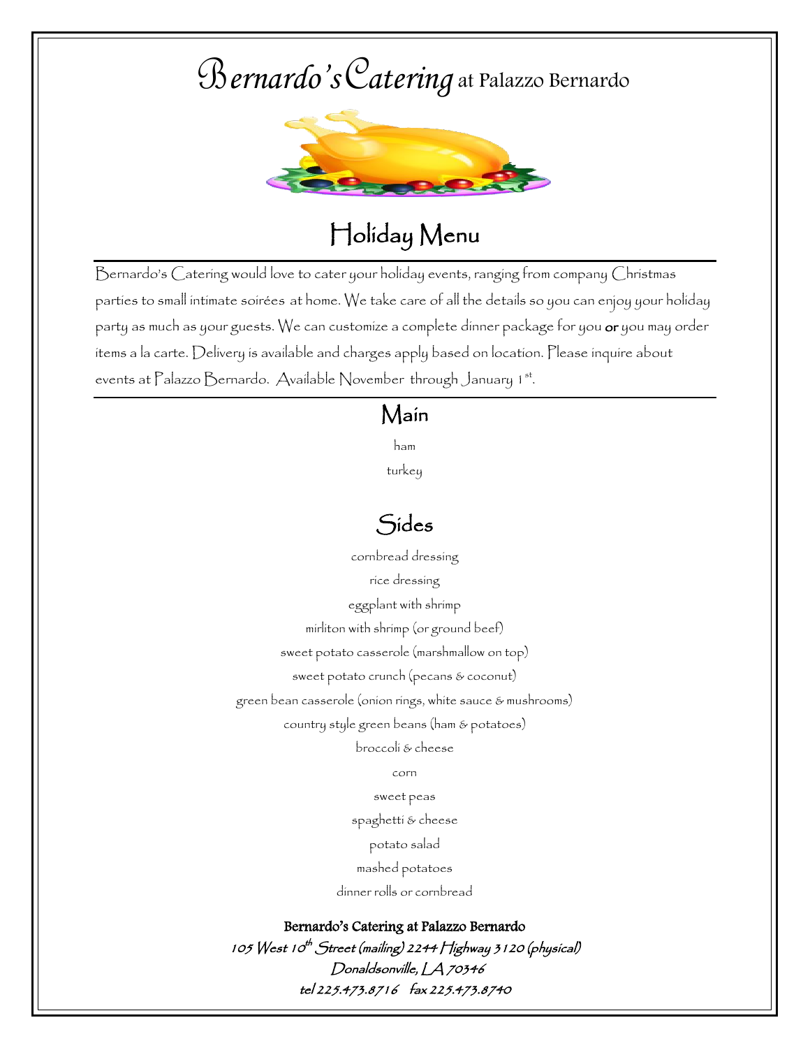# Bernardo's Catering at Palazzo Bernardo

## Holiday Menu

Bernardo's Catering would love to cater your holiday events, ranging from company Christmas parties to small intimate soirées at home. We take care of all the details so you can enjoy your holiday party as much as your guests. We can customize a complete dinner package for you **or** you may order items a la carte. Delivery is available and charges apply based on location. Please inquire about events at Palazzo Bernardo. Available November through January 1st.

### Main

ham

turkey

### Sides

cornbread dressing

rice dressing

eggplant with shrimp

mirliton with shrimp (or ground beef)

sweet potato casserole (marshmallow on top)

sweet potato crunch (pecans & coconut)

green bean casserole (onion rings, white sauce & mushrooms)

country style green beans (ham & potatoes)

broccoli & cheese

corn

sweet peas

spaghetti & cheese

potato salad

mashed potatoes

dinner rolls or cornbread

**Bernardo's Catering at Palazzo Bernardo**

*105 West 10th Street (mailing) 2244 Highway 3120 (physical)*

*Donaldsonville, LA 70346*

*tel 225.473.8716 fax 225.473.8740*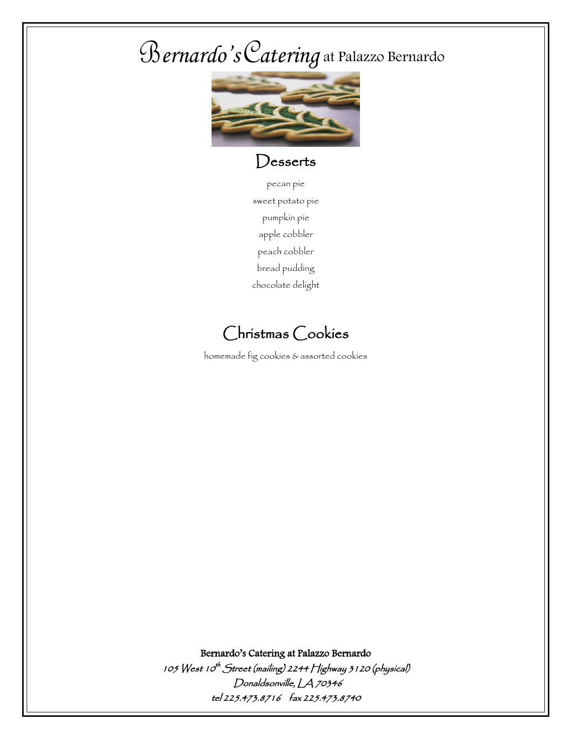# *Bernardo's Catering* at Palazzo Bernardo

## Desserts

pecan pie

sweet potato pie

pumpkin pie

apple cobbler

peach cobbler

bread pudding

chocolate delight

## Christmas Cookies

homemade fig cookies & assorted cookies

**Bernardo's Catering at Palazzo Bernardo**

*105 West 10th Street (mailing) 2244 Highway 3120 (physical)*

*Donaldsonville, LA 70346*

*tel 225.473.8716 fax 225.473.8740*